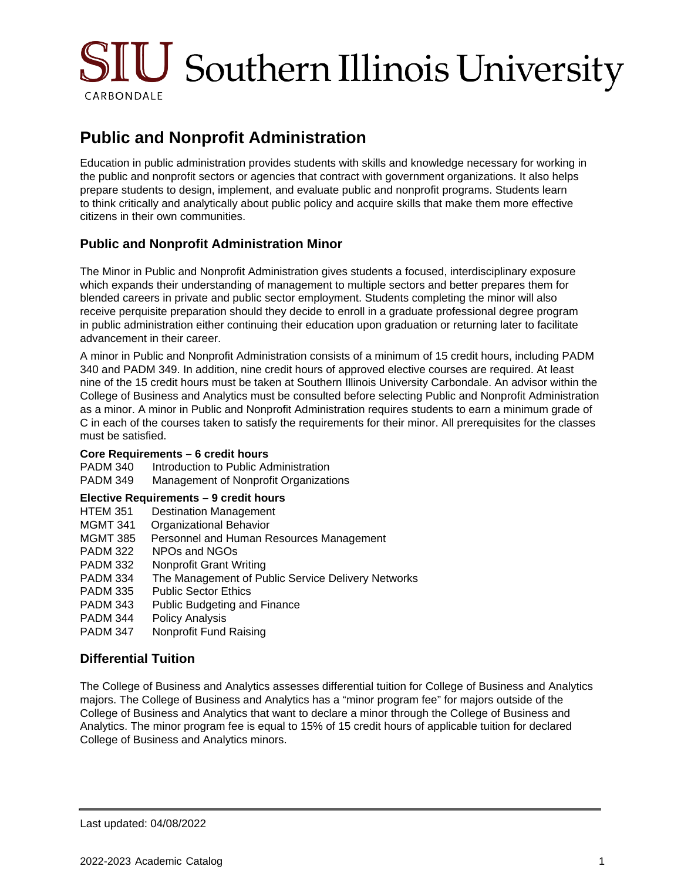# SIU Southern Illinois University

CARBONDALE

## Public and Nonprofit Administration

Education in public administration provides students with skills and knowledge necessary for working in the public and nonprofit sectors or agencies that contract with government organizations. It also helps prepare students to design, implement, and evaluate public and nonprofit programs. Students learn to think critically and analytically about public policy and acquire skills that make them more effective citizens in their own communities.

### Public and Nonprofit Administration Minor

The Minor in Public and Nonprofit Administration gives students a focused, interdisciplinary exposure which expands their understanding of management to multiple sectors and better prepares them for blended careers in private and public sector employment. Students completing the minor will also receive perquisite preparation should they decide to enroll in a graduate professional degree program in public administration either continuing their education upon graduation or returning later to facilitate advancement in their career.

A minor in Public and Nonprofit Administration consists of a minimum of 15 credit hours, including PADM 340 and PADM 349. In addition, nine credit hours of approved elective courses are required. At least nine of the 15 credit hours must be taken at Southern Illinois University Carbondale. An advisor within the College of Business and Analytics must be consulted before selecting Public and Nonprofit Administration as a minor. A minor in Public and Nonprofit Administration requires students to earn a minimum grade of C in each of the courses taken to satisfy the requirements for their minor. All prerequisites for the classes must be satisfied.

**Core Requirements – 6 credit hours**

PADM 340 Introduction to Public Administration
PADM 349 Management of Nonprofit Organizations

**Elective Requirements – 9 credit hours**

HTEM 351 Destination Management
MGMT 341 Organizational Behavior
MGMT 385 Personnel and Human Resources Management
PADM 322 NPOs and NGOs
PADM 332 Nonprofit Grant Writing
PADM 334 The Management of Public Service Delivery Networks
PADM 335 Public Sector Ethics
PADM 343 Public Budgeting and Finance
PADM 344 Policy Analysis
PADM 347 Nonprofit Fund Raising

### Differential Tuition

The College of Business and Analytics assesses differential tuition for College of Business and Analytics majors. The College of Business and Analytics has a "minor program fee" for majors outside of the College of Business and Analytics that want to declare a minor through the College of Business and Analytics. The minor program fee is equal to 15% of 15 credit hours of applicable tuition for declared College of Business and Analytics minors.

Last updated: 04/08/2022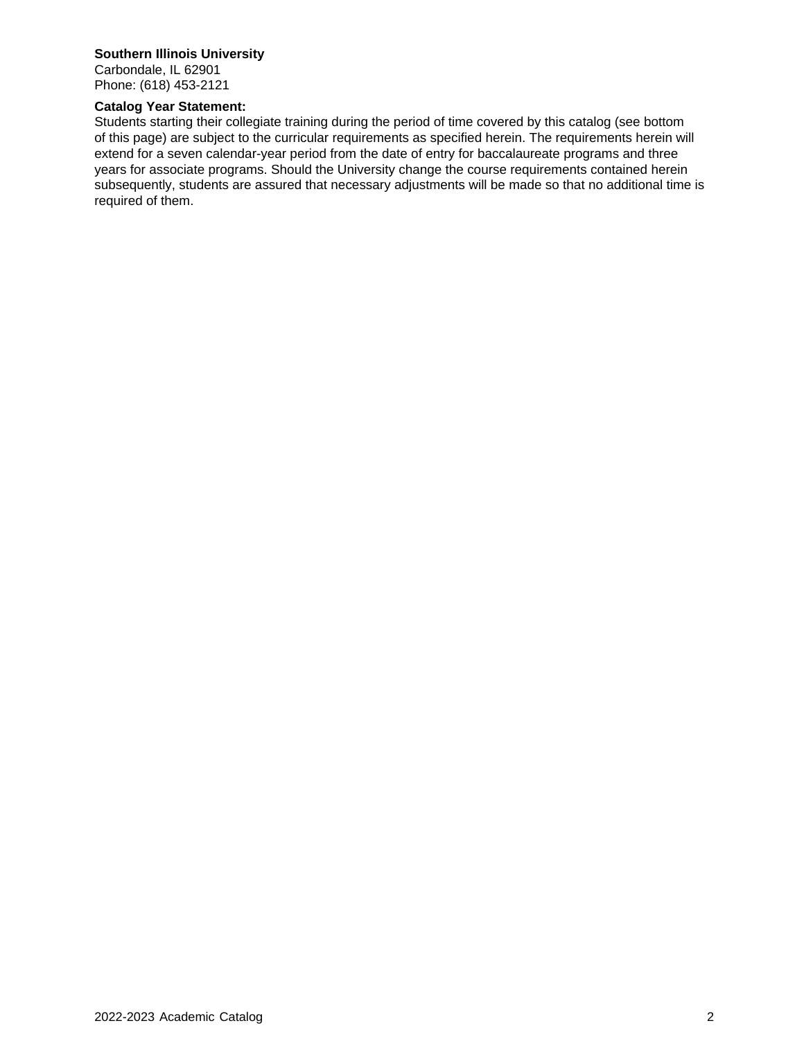**Southern Illinois University**
Carbondale, IL 62901
Phone: (618) 453-2121

**Catalog Year Statement:**

Students starting their collegiate training during the period of time covered by this catalog (see bottom of this page) are subject to the curricular requirements as specified herein. The requirements herein will extend for a seven calendar-year period from the date of entry for baccalaureate programs and three years for associate programs. Should the University change the course requirements contained herein subsequently, students are assured that necessary adjustments will be made so that no additional time is required of them.

2022-2023 Academic Catalog